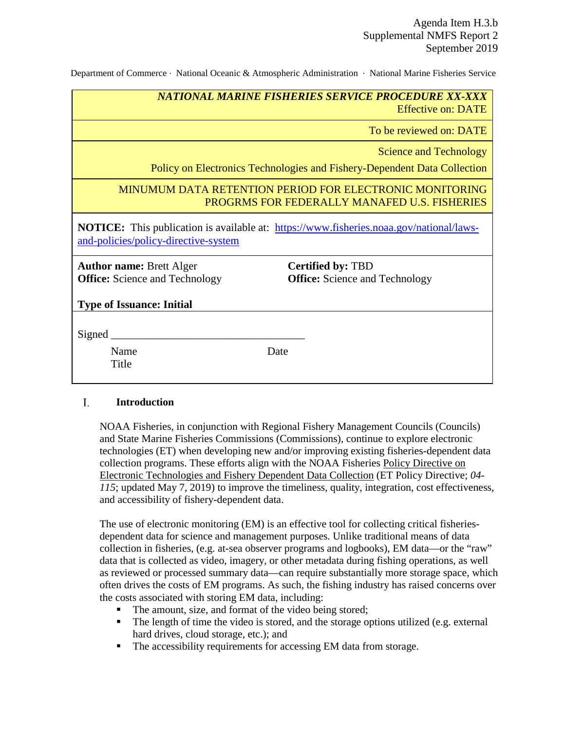Agenda Item H.3.b
Supplemental NMFS Report 2
September 2019

Department of Commerce · National Oceanic & Atmospheric Administration · National Marine Fisheries Service

| |
|---|
| ***NATIONAL MARINE FISHERIES SERVICE PROCEDURE XX-XXX*** Effective on: DATE |
| To be reviewed on: DATE |
| Science and Technology<br>Policy on Electronics Technologies and Fishery-Dependent Data Collection |
| MINUMUM DATA RETENTION PERIOD FOR ELECTRONIC MONITORING PROGRMS FOR FEDERALLY MANAFED U.S. FISHERIES |
| **NOTICE:** This publication is available at: [https://www.fisheries.noaa.gov/national/laws-and-policies/policy-directive-system](https://www.fisheries.noaa.gov/national/laws-and-policies/policy-directive-system) |

**Author name:** Brett Alger
**Office:** Science and Technology

**Certified by:** TBD
**Office:** Science and Technology

**Type of Issuance: Initial**

Signed ___________________________________

Name Date
Title

## I. Introduction

NOAA Fisheries, in conjunction with Regional Fishery Management Councils (Councils) and State Marine Fisheries Commissions (Commissions), continue to explore electronic technologies (ET) when developing new and/or improving existing fisheries-dependent data collection programs. These efforts align with the NOAA Fisheries Policy Directive on Electronic Technologies and Fishery Dependent Data Collection (ET Policy Directive; *04-115*; updated May 7, 2019) to improve the timeliness, quality, integration, cost effectiveness, and accessibility of fishery-dependent data.

The use of electronic monitoring (EM) is an effective tool for collecting critical fisheries-dependent data for science and management purposes. Unlike traditional means of data collection in fisheries, (e.g. at-sea observer programs and logbooks), EM data—or the "raw" data that is collected as video, imagery, or other metadata during fishing operations, as well as reviewed or processed summary data—can require substantially more storage space, which often drives the costs of EM programs. As such, the fishing industry has raised concerns over the costs associated with storing EM data, including:

- The amount, size, and format of the video being stored;
- The length of time the video is stored, and the storage options utilized (e.g. external hard drives, cloud storage, etc.); and
- The accessibility requirements for accessing EM data from storage.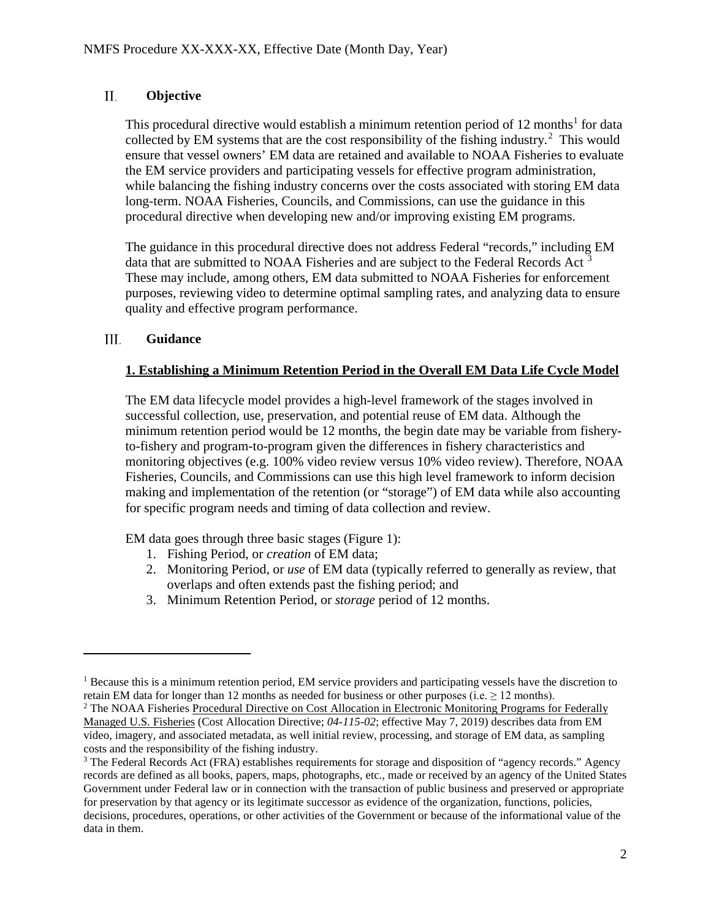## II. Objective

This procedural directive would establish a minimum retention period of 12 months[1] for data collected by EM systems that are the cost responsibility of the fishing industry.[2] This would ensure that vessel owners' EM data are retained and available to NOAA Fisheries to evaluate the EM service providers and participating vessels for effective program administration, while balancing the fishing industry concerns over the costs associated with storing EM data long-term. NOAA Fisheries, Councils, and Commissions, can use the guidance in this procedural directive when developing new and/or improving existing EM programs.

The guidance in this procedural directive does not address Federal "records," including EM data that are submitted to NOAA Fisheries and are subject to the Federal Records Act [3] These may include, among others, EM data submitted to NOAA Fisheries for enforcement purposes, reviewing video to determine optimal sampling rates, and analyzing data to ensure quality and effective program performance.

## III. Guidance

**1. Establishing a Minimum Retention Period in the Overall EM Data Life Cycle Model**

The EM data lifecycle model provides a high-level framework of the stages involved in successful collection, use, preservation, and potential reuse of EM data. Although the minimum retention period would be 12 months, the begin date may be variable from fishery-to-fishery and program-to-program given the differences in fishery characteristics and monitoring objectives (e.g. 100% video review versus 10% video review). Therefore, NOAA Fisheries, Councils, and Commissions can use this high level framework to inform decision making and implementation of the retention (or "storage") of EM data while also accounting for specific program needs and timing of data collection and review.

EM data goes through three basic stages (Figure 1):

1. Fishing Period, or *creation* of EM data;
2. Monitoring Period, or *use* of EM data (typically referred to generally as review, that overlaps and often extends past the fishing period; and
3. Minimum Retention Period, or *storage* period of 12 months.

---

[1] Because this is a minimum retention period, EM service providers and participating vessels have the discretion to retain EM data for longer than 12 months as needed for business or other purposes (i.e. ≥ 12 months).

[2] The NOAA Fisheries Procedural Directive on Cost Allocation in Electronic Monitoring Programs for Federally Managed U.S. Fisheries (Cost Allocation Directive; *04-115-02*; effective May 7, 2019) describes data from EM video, imagery, and associated metadata, as well initial review, processing, and storage of EM data, as sampling costs and the responsibility of the fishing industry.

[3] The Federal Records Act (FRA) establishes requirements for storage and disposition of "agency records." Agency records are defined as all books, papers, maps, photographs, etc., made or received by an agency of the United States Government under Federal law or in connection with the transaction of public business and preserved or appropriate for preservation by that agency or its legitimate successor as evidence of the organization, functions, policies, decisions, procedures, operations, or other activities of the Government or because of the informational value of the data in them.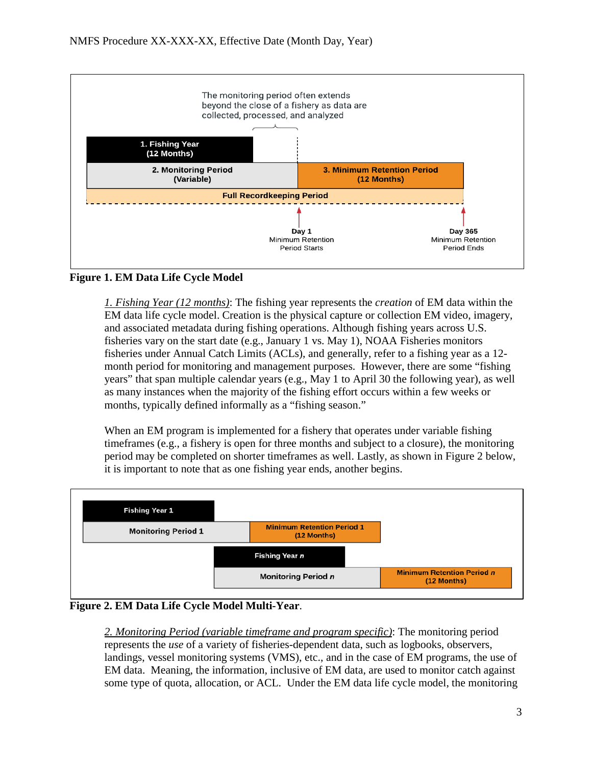The monitoring period often extends beyond the close of a fishery as data are collected, processed, and analyzed

1. Fishing Year (12 Months)
2. Monitoring Period (Variable)
3. Minimum Retention Period (12 Months)
Full Recordkeeping Period

Day 1 Minimum Retention Period Starts

Day 365 Minimum Retention Period Ends

**Figure 1. EM Data Life Cycle Model**

> _1. Fishing Year (12 months)_: The fishing year represents the *creation* of EM data within the EM data life cycle model. Creation is the physical capture or collection EM video, imagery, and associated metadata during fishing operations. Although fishing years across U.S. fisheries vary on the start date (e.g., January 1 vs. May 1), NOAA Fisheries monitors fisheries under Annual Catch Limits (ACLs), and generally, refer to a fishing year as a 12-month period for monitoring and management purposes. However, there are some "fishing years" that span multiple calendar years (e.g., May 1 to April 30 the following year), as well as many instances when the majority of the fishing effort occurs within a few weeks or months, typically defined informally as a "fishing season."
>
> When an EM program is implemented for a fishery that operates under variable fishing timeframes (e.g., a fishery is open for three months and subject to a closure), the monitoring period may be completed on shorter timeframes as well. Lastly, as shown in Figure 2 below, it is important to note that as one fishing year ends, another begins.

Fishing Year 1
Monitoring Period 1
Minimum Retention Period 1 (12 Months)
Fishing Year *n*
Monitoring Period *n*
Minimum Retention Period *n* (12 Months)

**Figure 2. EM Data Life Cycle Model Multi-Year**.

> _2. Monitoring Period (variable timeframe and program specific)_: The monitoring period represents the *use* of a variety of fisheries-dependent data, such as logbooks, observers, landings, vessel monitoring systems (VMS), etc., and in the case of EM programs, the use of EM data. Meaning, the information, inclusive of EM data, are used to monitor catch against some type of quota, allocation, or ACL. Under the EM data life cycle model, the monitoring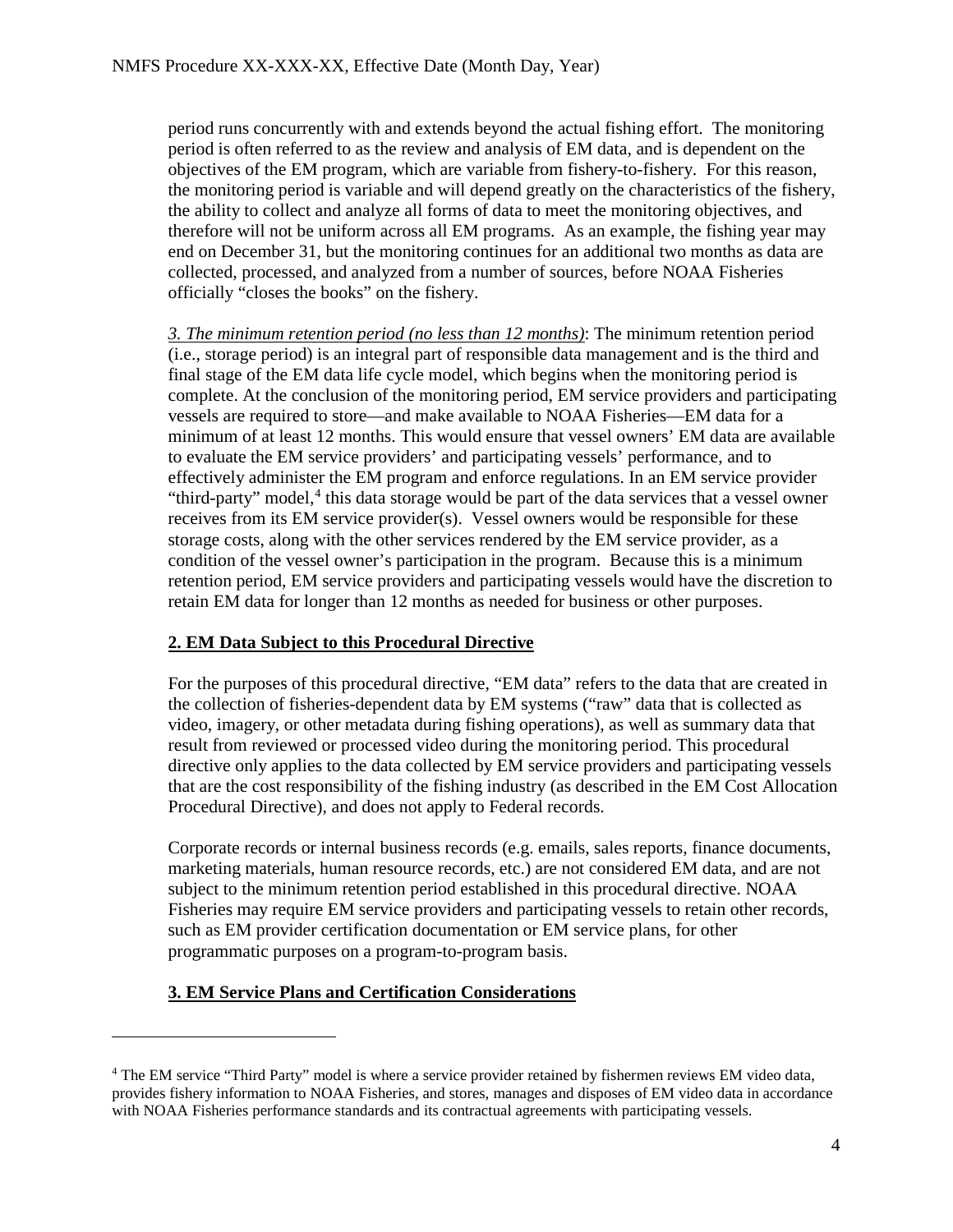period runs concurrently with and extends beyond the actual fishing effort. The monitoring period is often referred to as the review and analysis of EM data, and is dependent on the objectives of the EM program, which are variable from fishery-to-fishery. For this reason, the monitoring period is variable and will depend greatly on the characteristics of the fishery, the ability to collect and analyze all forms of data to meet the monitoring objectives, and therefore will not be uniform across all EM programs. As an example, the fishing year may end on December 31, but the monitoring continues for an additional two months as data are collected, processed, and analyzed from a number of sources, before NOAA Fisheries officially "closes the books" on the fishery.

*3. The minimum retention period (no less than 12 months)*: The minimum retention period (i.e., storage period) is an integral part of responsible data management and is the third and final stage of the EM data life cycle model, which begins when the monitoring period is complete. At the conclusion of the monitoring period, EM service providers and participating vessels are required to store—and make available to NOAA Fisheries—EM data for a minimum of at least 12 months. This would ensure that vessel owners' EM data are available to evaluate the EM service providers' and participating vessels' performance, and to effectively administer the EM program and enforce regulations. In an EM service provider "third-party" model,[4] this data storage would be part of the data services that a vessel owner receives from its EM service provider(s). Vessel owners would be responsible for these storage costs, along with the other services rendered by the EM service provider, as a condition of the vessel owner's participation in the program. Because this is a minimum retention period, EM service providers and participating vessels would have the discretion to retain EM data for longer than 12 months as needed for business or other purposes.

## 2. EM Data Subject to this Procedural Directive

For the purposes of this procedural directive, "EM data" refers to the data that are created in the collection of fisheries-dependent data by EM systems ("raw" data that is collected as video, imagery, or other metadata during fishing operations), as well as summary data that result from reviewed or processed video during the monitoring period. This procedural directive only applies to the data collected by EM service providers and participating vessels that are the cost responsibility of the fishing industry (as described in the EM Cost Allocation Procedural Directive), and does not apply to Federal records.

Corporate records or internal business records (e.g. emails, sales reports, finance documents, marketing materials, human resource records, etc.) are not considered EM data, and are not subject to the minimum retention period established in this procedural directive. NOAA Fisheries may require EM service providers and participating vessels to retain other records, such as EM provider certification documentation or EM service plans, for other programmatic purposes on a program-to-program basis.

## 3. EM Service Plans and Certification Considerations

[4] The EM service "Third Party" model is where a service provider retained by fishermen reviews EM video data, provides fishery information to NOAA Fisheries, and stores, manages and disposes of EM video data in accordance with NOAA Fisheries performance standards and its contractual agreements with participating vessels.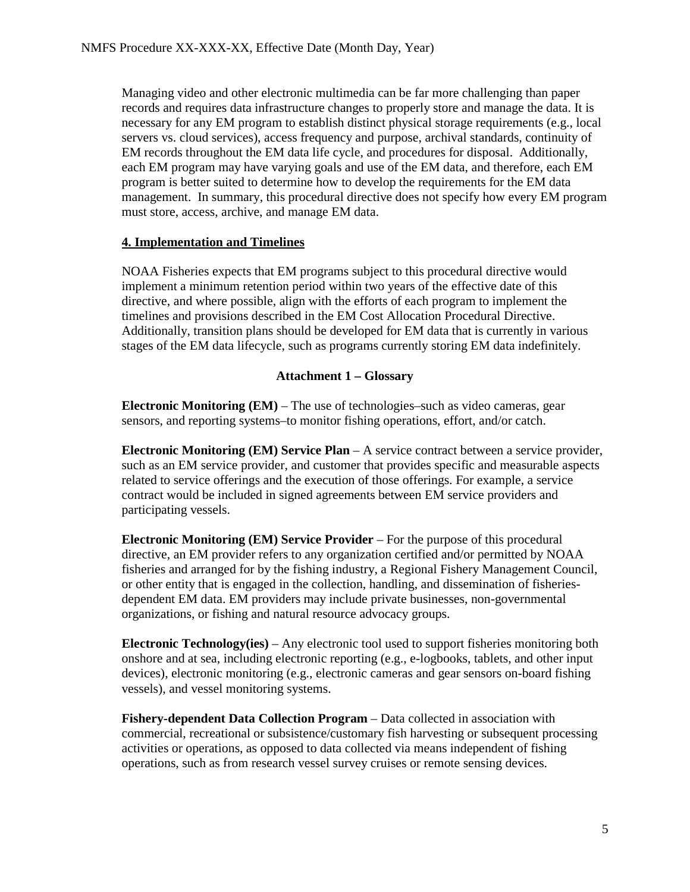Managing video and other electronic multimedia can be far more challenging than paper records and requires data infrastructure changes to properly store and manage the data. It is necessary for any EM program to establish distinct physical storage requirements (e.g., local servers vs. cloud services), access frequency and purpose, archival standards, continuity of EM records throughout the EM data life cycle, and procedures for disposal. Additionally, each EM program may have varying goals and use of the EM data, and therefore, each EM program is better suited to determine how to develop the requirements for the EM data management. In summary, this procedural directive does not specify how every EM program must store, access, archive, and manage EM data.

## 4. Implementation and Timelines

NOAA Fisheries expects that EM programs subject to this procedural directive would implement a minimum retention period within two years of the effective date of this directive, and where possible, align with the efforts of each program to implement the timelines and provisions described in the EM Cost Allocation Procedural Directive. Additionally, transition plans should be developed for EM data that is currently in various stages of the EM data lifecycle, such as programs currently storing EM data indefinitely.

## Attachment 1 – Glossary

**Electronic Monitoring (EM)** – The use of technologies–such as video cameras, gear sensors, and reporting systems–to monitor fishing operations, effort, and/or catch.

**Electronic Monitoring (EM) Service Plan** – A service contract between a service provider, such as an EM service provider, and customer that provides specific and measurable aspects related to service offerings and the execution of those offerings. For example, a service contract would be included in signed agreements between EM service providers and participating vessels.

**Electronic Monitoring (EM) Service Provider** – For the purpose of this procedural directive, an EM provider refers to any organization certified and/or permitted by NOAA fisheries and arranged for by the fishing industry, a Regional Fishery Management Council, or other entity that is engaged in the collection, handling, and dissemination of fisheries-dependent EM data. EM providers may include private businesses, non-governmental organizations, or fishing and natural resource advocacy groups.

**Electronic Technology(ies)** – Any electronic tool used to support fisheries monitoring both onshore and at sea, including electronic reporting (e.g., e-logbooks, tablets, and other input devices), electronic monitoring (e.g., electronic cameras and gear sensors on-board fishing vessels), and vessel monitoring systems.

**Fishery-dependent Data Collection Program** – Data collected in association with commercial, recreational or subsistence/customary fish harvesting or subsequent processing activities or operations, as opposed to data collected via means independent of fishing operations, such as from research vessel survey cruises or remote sensing devices.